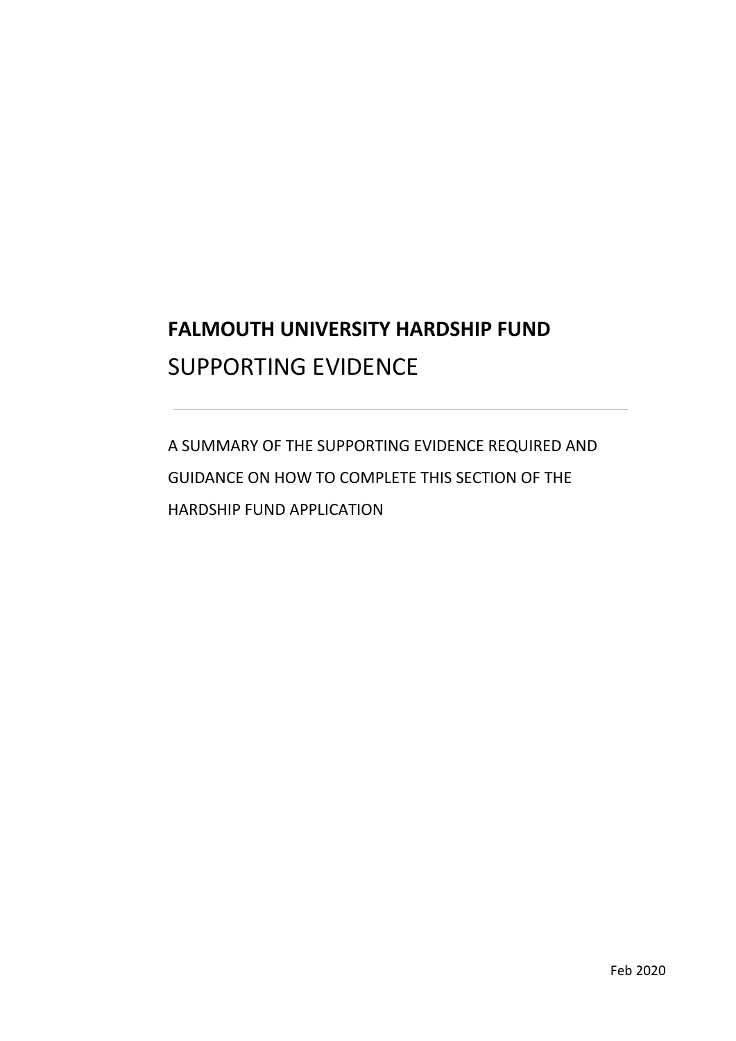# FALMOUTH UNIVERSITY HARDSHIP FUND

## SUPPORTING EVIDENCE

---

A SUMMARY OF THE SUPPORTING EVIDENCE REQUIRED AND GUIDANCE ON HOW TO COMPLETE THIS SECTION OF THE HARDSHIP FUND APPLICATION

Feb 2020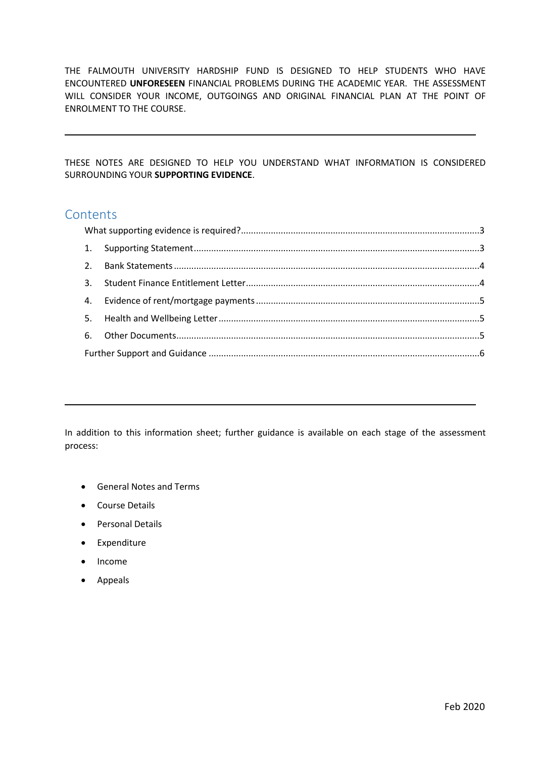THE FALMOUTH UNIVERSITY HARDSHIP FUND IS DESIGNED TO HELP STUDENTS WHO HAVE ENCOUNTERED **UNFORESEEN** FINANCIAL PROBLEMS DURING THE ACADEMIC YEAR. THE ASSESSMENT WILL CONSIDER YOUR INCOME, OUTGOINGS AND ORIGINAL FINANCIAL PLAN AT THE POINT OF ENROLMENT TO THE COURSE.

---

THESE NOTES ARE DESIGNED TO HELP YOU UNDERSTAND WHAT INFORMATION IS CONSIDERED SURROUNDING YOUR **SUPPORTING EVIDENCE**.

## Contents

- What supporting evidence is required? ..... 3
  1. Supporting Statement ..... 3
  2. Bank Statements ..... 4
  3. Student Finance Entitlement Letter ..... 4
  4. Evidence of rent/mortgage payments ..... 5
  5. Health and Wellbeing Letter ..... 5
  6. Other Documents ..... 5
- Further Support and Guidance ..... 6

---

In addition to this information sheet; further guidance is available on each stage of the assessment process:

- General Notes and Terms
- Course Details
- Personal Details
- Expenditure
- Income
- Appeals

Feb 2020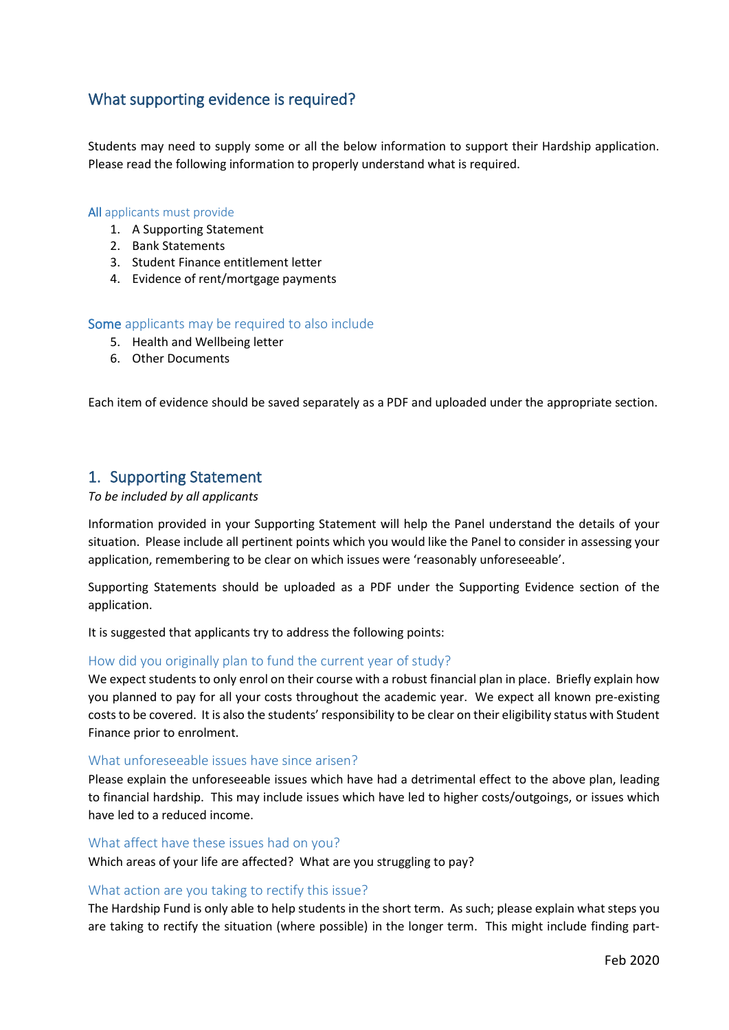## What supporting evidence is required?

Students may need to supply some or all the below information to support their Hardship application. Please read the following information to properly understand what is required.

### All applicants must provide

1. A Supporting Statement
2. Bank Statements
3. Student Finance entitlement letter
4. Evidence of rent/mortgage payments

### Some applicants may be required to also include

5. Health and Wellbeing letter
6. Other Documents

Each item of evidence should be saved separately as a PDF and uploaded under the appropriate section.

## 1. Supporting Statement

*To be included by all applicants*

Information provided in your Supporting Statement will help the Panel understand the details of your situation. Please include all pertinent points which you would like the Panel to consider in assessing your application, remembering to be clear on which issues were 'reasonably unforeseeable'.

Supporting Statements should be uploaded as a PDF under the Supporting Evidence section of the application.

It is suggested that applicants try to address the following points:

### How did you originally plan to fund the current year of study?

We expect students to only enrol on their course with a robust financial plan in place. Briefly explain how you planned to pay for all your costs throughout the academic year. We expect all known pre-existing costs to be covered. It is also the students' responsibility to be clear on their eligibility status with Student Finance prior to enrolment.

### What unforeseeable issues have since arisen?

Please explain the unforeseeable issues which have had a detrimental effect to the above plan, leading to financial hardship. This may include issues which have led to higher costs/outgoings, or issues which have led to a reduced income.

### What affect have these issues had on you?

Which areas of your life are affected? What are you struggling to pay?

### What action are you taking to rectify this issue?

The Hardship Fund is only able to help students in the short term. As such; please explain what steps you are taking to rectify the situation (where possible) in the longer term. This might include finding part-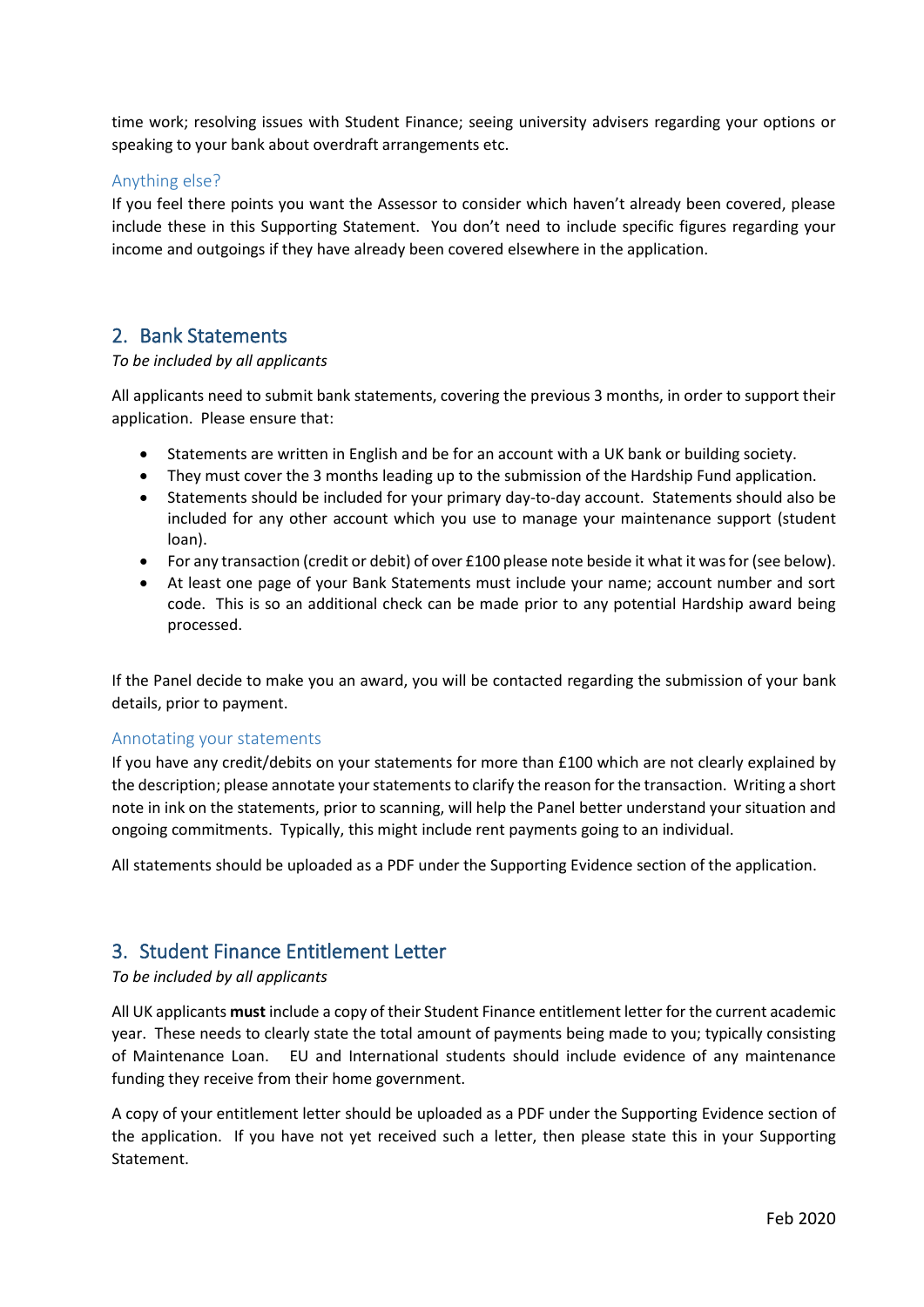time work; resolving issues with Student Finance; seeing university advisers regarding your options or speaking to your bank about overdraft arrangements etc.

### Anything else?

If you feel there points you want the Assessor to consider which haven't already been covered, please include these in this Supporting Statement. You don't need to include specific figures regarding your income and outgoings if they have already been covered elsewhere in the application.

## 2. Bank Statements

*To be included by all applicants*

All applicants need to submit bank statements, covering the previous 3 months, in order to support their application. Please ensure that:

- Statements are written in English and be for an account with a UK bank or building society.
- They must cover the 3 months leading up to the submission of the Hardship Fund application.
- Statements should be included for your primary day-to-day account. Statements should also be included for any other account which you use to manage your maintenance support (student loan).
- For any transaction (credit or debit) of over £100 please note beside it what it was for (see below).
- At least one page of your Bank Statements must include your name; account number and sort code. This is so an additional check can be made prior to any potential Hardship award being processed.

If the Panel decide to make you an award, you will be contacted regarding the submission of your bank details, prior to payment.

### Annotating your statements

If you have any credit/debits on your statements for more than £100 which are not clearly explained by the description; please annotate your statements to clarify the reason for the transaction. Writing a short note in ink on the statements, prior to scanning, will help the Panel better understand your situation and ongoing commitments. Typically, this might include rent payments going to an individual.

All statements should be uploaded as a PDF under the Supporting Evidence section of the application.

## 3. Student Finance Entitlement Letter

*To be included by all applicants*

All UK applicants **must** include a copy of their Student Finance entitlement letter for the current academic year. These needs to clearly state the total amount of payments being made to you; typically consisting of Maintenance Loan. EU and International students should include evidence of any maintenance funding they receive from their home government.

A copy of your entitlement letter should be uploaded as a PDF under the Supporting Evidence section of the application. If you have not yet received such a letter, then please state this in your Supporting Statement.

Feb 2020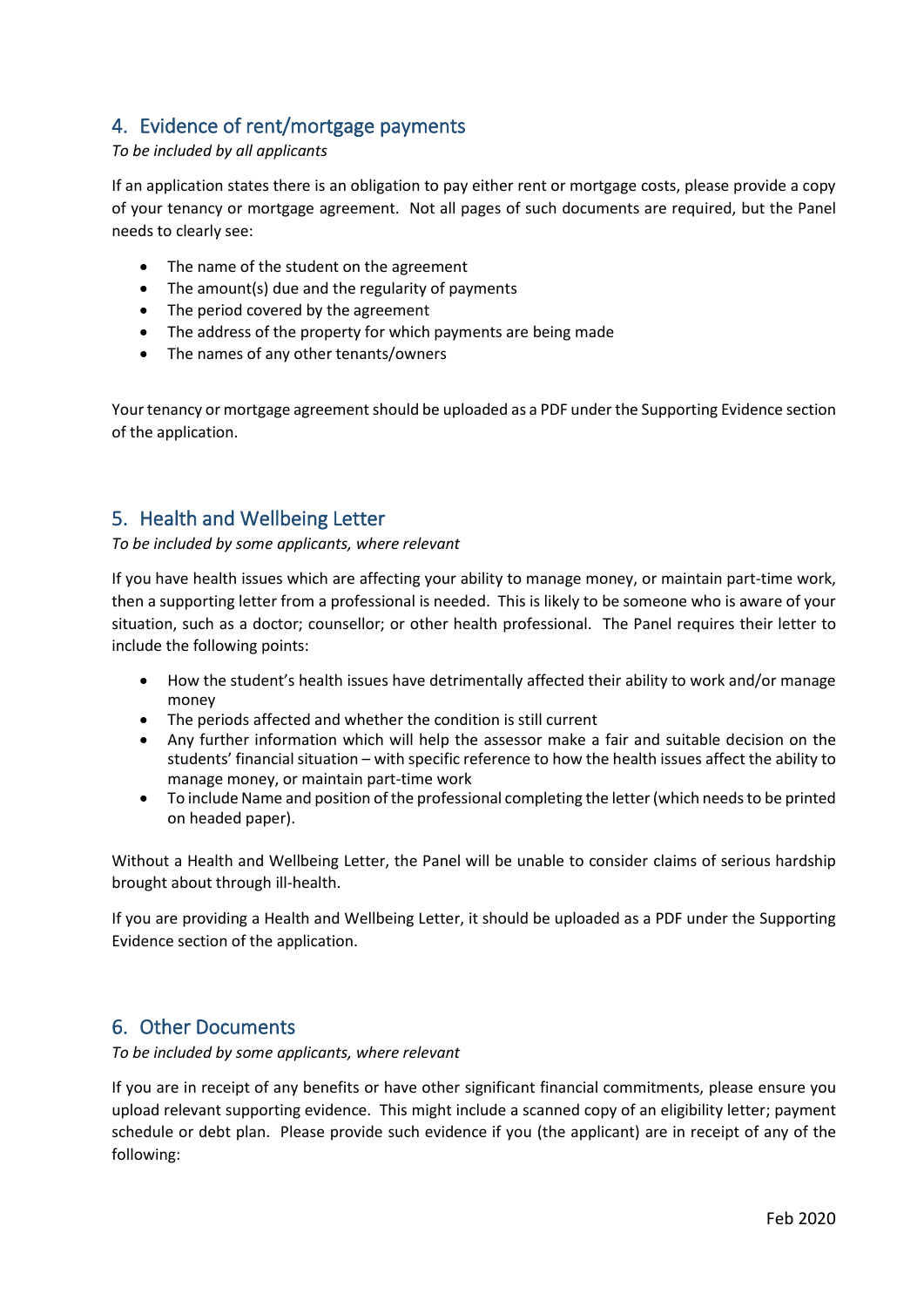## 4. Evidence of rent/mortgage payments

*To be included by all applicants*

If an application states there is an obligation to pay either rent or mortgage costs, please provide a copy of your tenancy or mortgage agreement. Not all pages of such documents are required, but the Panel needs to clearly see:

- The name of the student on the agreement
- The amount(s) due and the regularity of payments
- The period covered by the agreement
- The address of the property for which payments are being made
- The names of any other tenants/owners

Your tenancy or mortgage agreement should be uploaded as a PDF under the Supporting Evidence section of the application.

## 5. Health and Wellbeing Letter

*To be included by some applicants, where relevant*

If you have health issues which are affecting your ability to manage money, or maintain part-time work, then a supporting letter from a professional is needed. This is likely to be someone who is aware of your situation, such as a doctor; counsellor; or other health professional. The Panel requires their letter to include the following points:

- How the student's health issues have detrimentally affected their ability to work and/or manage money
- The periods affected and whether the condition is still current
- Any further information which will help the assessor make a fair and suitable decision on the students' financial situation – with specific reference to how the health issues affect the ability to manage money, or maintain part-time work
- To include Name and position of the professional completing the letter (which needs to be printed on headed paper).

Without a Health and Wellbeing Letter, the Panel will be unable to consider claims of serious hardship brought about through ill-health.

If you are providing a Health and Wellbeing Letter, it should be uploaded as a PDF under the Supporting Evidence section of the application.

## 6. Other Documents

*To be included by some applicants, where relevant*

If you are in receipt of any benefits or have other significant financial commitments, please ensure you upload relevant supporting evidence. This might include a scanned copy of an eligibility letter; payment schedule or debt plan. Please provide such evidence if you (the applicant) are in receipt of any of the following: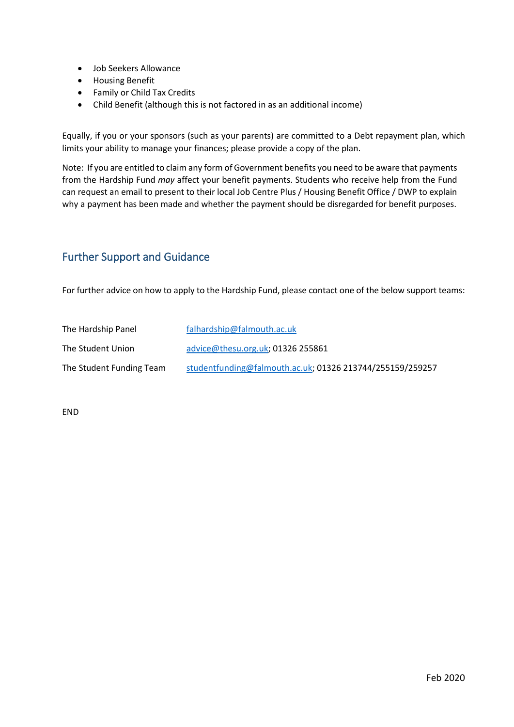- Job Seekers Allowance
- Housing Benefit
- Family or Child Tax Credits
- Child Benefit (although this is not factored in as an additional income)

Equally, if you or your sponsors (such as your parents) are committed to a Debt repayment plan, which limits your ability to manage your finances; please provide a copy of the plan.

Note: If you are entitled to claim any form of Government benefits you need to be aware that payments from the Hardship Fund *may* affect your benefit payments. Students who receive help from the Fund can request an email to present to their local Job Centre Plus / Housing Benefit Office / DWP to explain why a payment has been made and whether the payment should be disregarded for benefit purposes.

## Further Support and Guidance

For further advice on how to apply to the Hardship Fund, please contact one of the below support teams:

| | |
|---|---|
| The Hardship Panel | falhardship@falmouth.ac.uk |
| The Student Union | advice@thesu.org.uk; 01326 255861 |
| The Student Funding Team | studentfunding@falmouth.ac.uk; 01326 213744/255159/259257 |

END

Feb 2020